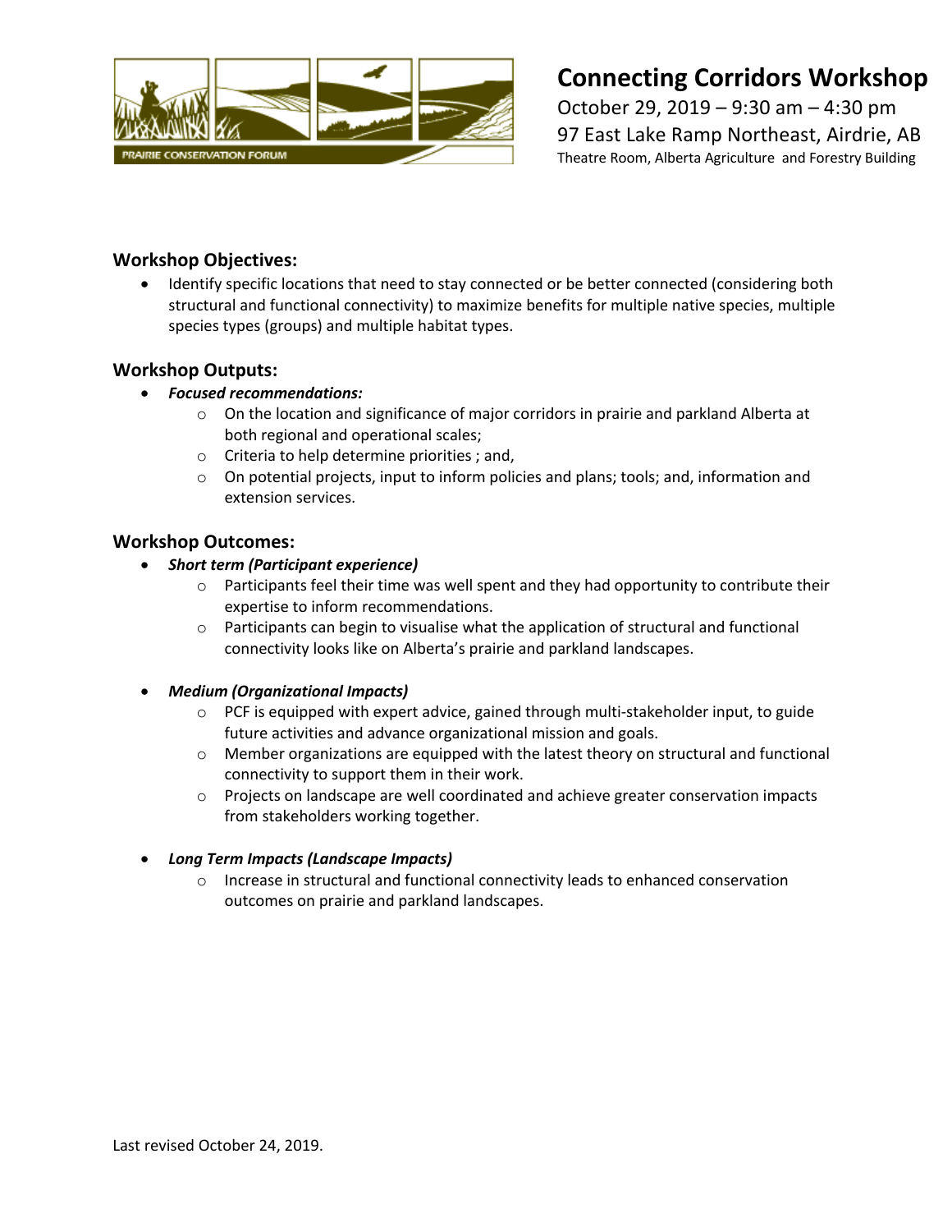PRAIRIE CONSERVATION FORUM

# Connecting Corridors Workshop

October 29, 2019 – 9:30 am – 4:30 pm
97 East Lake Ramp Northeast, Airdrie, AB
Theatre Room, Alberta Agriculture and Forestry Building

## Workshop Objectives:

- Identify specific locations that need to stay connected or be better connected (considering both structural and functional connectivity) to maximize benefits for multiple native species, multiple species types (groups) and multiple habitat types.

## Workshop Outputs:

- ***Focused recommendations:***
    - On the location and significance of major corridors in prairie and parkland Alberta at both regional and operational scales;
    - Criteria to help determine priorities ; and,
    - On potential projects, input to inform policies and plans; tools; and, information and extension services.

## Workshop Outcomes:

- ***Short term (Participant experience)***
    - Participants feel their time was well spent and they had opportunity to contribute their expertise to inform recommendations.
    - Participants can begin to visualise what the application of structural and functional connectivity looks like on Alberta's prairie and parkland landscapes.

- ***Medium (Organizational Impacts)***
    - PCF is equipped with expert advice, gained through multi-stakeholder input, to guide future activities and advance organizational mission and goals.
    - Member organizations are equipped with the latest theory on structural and functional connectivity to support them in their work.
    - Projects on landscape are well coordinated and achieve greater conservation impacts from stakeholders working together.

- ***Long Term Impacts (Landscape Impacts)***
    - Increase in structural and functional connectivity leads to enhanced conservation outcomes on prairie and parkland landscapes.

Last revised October 24, 2019.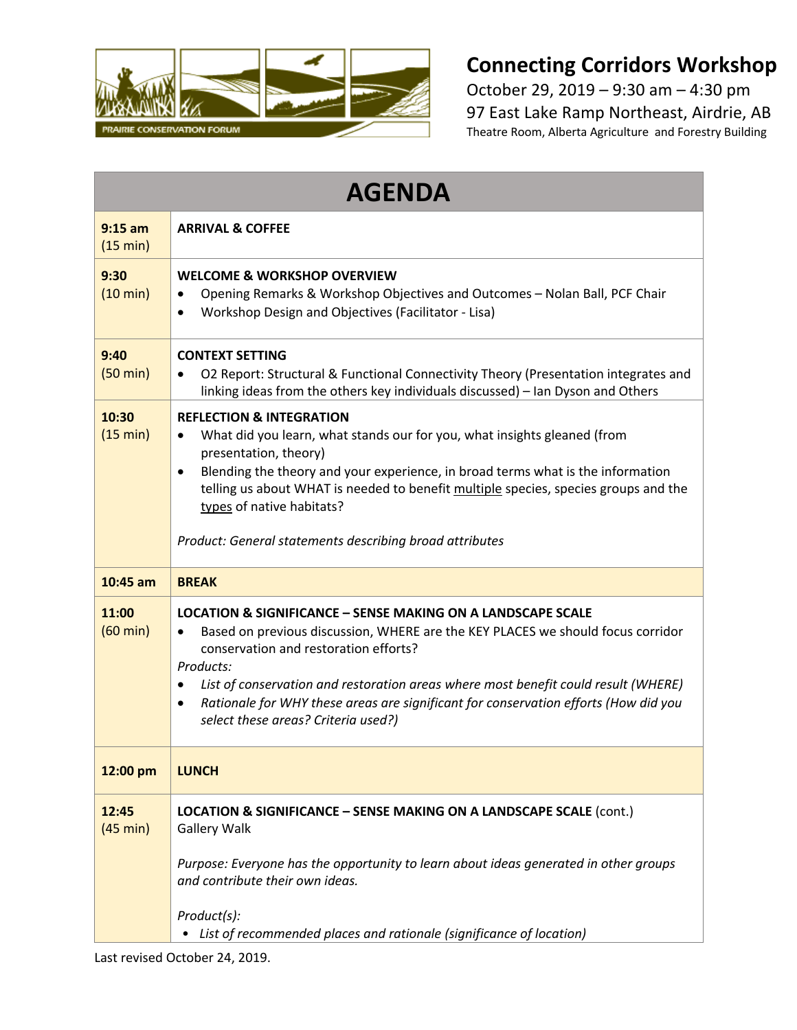## Connecting Corridors Workshop

October 29, 2019 – 9:30 am – 4:30 pm
97 East Lake Ramp Northeast, Airdrie, AB
Theatre Room, Alberta Agriculture and Forestry Building

| AGENDA | |
|---|---|
| **9:15 am** (15 min) | **ARRIVAL & COFFEE** |
| **9:30** (10 min) | **WELCOME & WORKSHOP OVERVIEW**<br>• Opening Remarks & Workshop Objectives and Outcomes – Nolan Ball, PCF Chair<br>• Workshop Design and Objectives (Facilitator - Lisa) |
| **9:40** (50 min) | **CONTEXT SETTING**<br>• O2 Report: Structural & Functional Connectivity Theory (Presentation integrates and linking ideas from the others key individuals discussed) – Ian Dyson and Others |
| **10:30** (15 min) | **REFLECTION & INTEGRATION**<br>• What did you learn, what stands our for you, what insights gleaned (from presentation, theory)<br>• Blending the theory and your experience, in broad terms what is the information telling us about WHAT is needed to benefit <u>multiple</u> species, species groups and the <u>types</u> of native habitats?<br><br>*Product: General statements describing broad attributes* |
| **10:45 am** | **BREAK** |
| **11:00** (60 min) | **LOCATION & SIGNIFICANCE – SENSE MAKING ON A LANDSCAPE SCALE**<br>• Based on previous discussion, WHERE are the KEY PLACES we should focus corridor conservation and restoration efforts?<br>*Products:*<br>• *List of conservation and restoration areas where most benefit could result (WHERE)*<br>• *Rationale for WHY these areas are significant for conservation efforts (How did you select these areas? Criteria used?)* |
| **12:00 pm** | **LUNCH** |
| **12:45** (45 min) | **LOCATION & SIGNIFICANCE – SENSE MAKING ON A LANDSCAPE SCALE** (cont.)<br>Gallery Walk<br><br>*Purpose: Everyone has the opportunity to learn about ideas generated in other groups and contribute their own ideas.*<br><br>*Product(s):*<br>• *List of recommended places and rationale (significance of location)* |

Last revised October 24, 2019.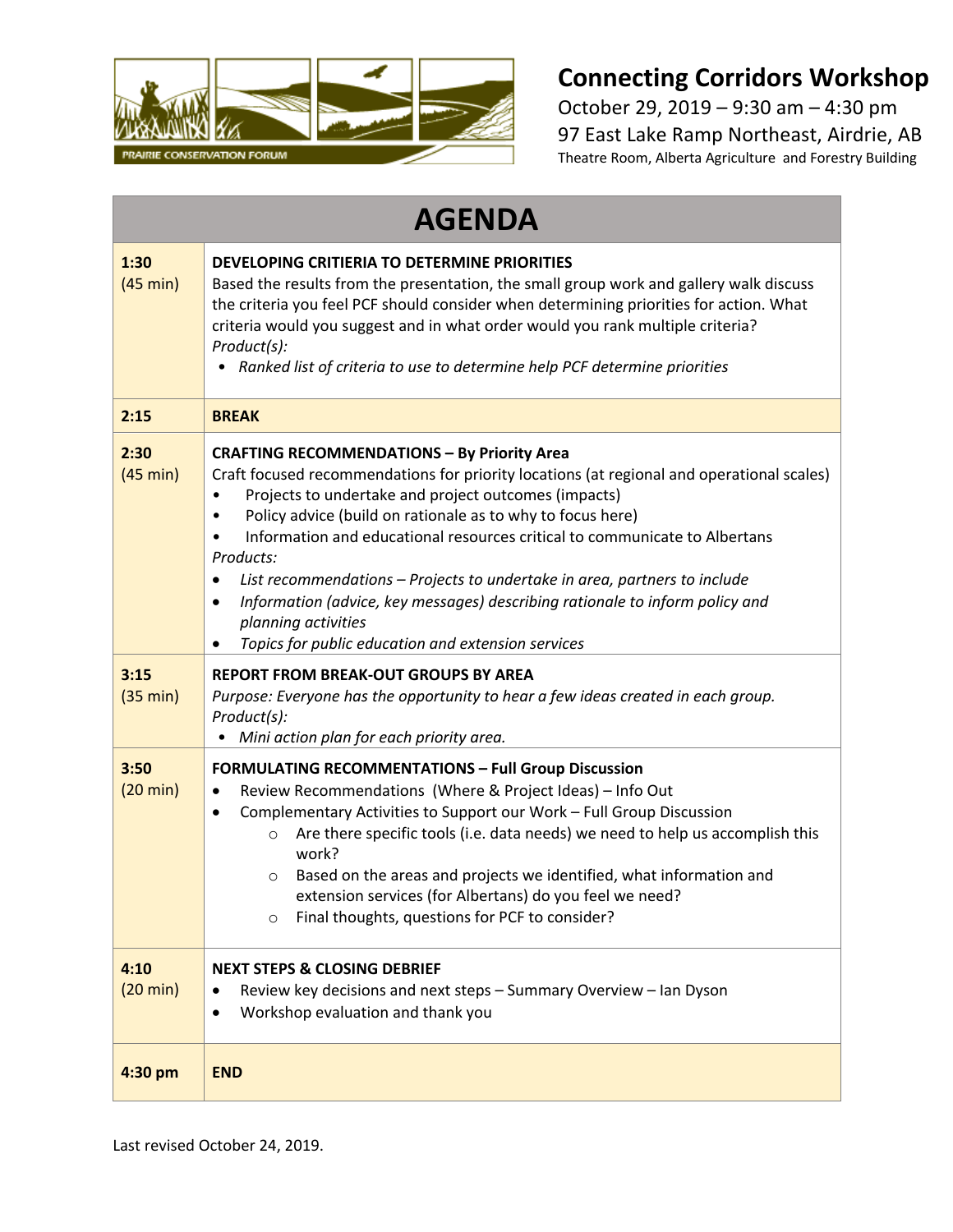PRAIRIE CONSERVATION FORUM

# Connecting Corridors Workshop

October 29, 2019 – 9:30 am – 4:30 pm
97 East Lake Ramp Northeast, Airdrie, AB
Theatre Room, Alberta Agriculture and Forestry Building

## AGENDA

| | |
|---|---|
| **1:30** (45 min) | **DEVELOPING CRITIERIA TO DETERMINE PRIORITIES**<br>Based the results from the presentation, the small group work and gallery walk discuss the criteria you feel PCF should consider when determining priorities for action. What criteria would you suggest and in what order would you rank multiple criteria?<br>*Product(s):*<br>• *Ranked list of criteria to use to determine help PCF determine priorities* |
| **2:15** | **BREAK** |
| **2:30** (45 min) | **CRAFTING RECOMMENDATIONS – By Priority Area**<br>Craft focused recommendations for priority locations (at regional and operational scales)<br>• Projects to undertake and project outcomes (impacts)<br>• Policy advice (build on rationale as to why to focus here)<br>• Information and educational resources critical to communicate to Albertans<br>*Products:*<br>• *List recommendations – Projects to undertake in area, partners to include*<br>• *Information (advice, key messages) describing rationale to inform policy and planning activities*<br>• *Topics for public education and extension services* |
| **3:15** (35 min) | **REPORT FROM BREAK-OUT GROUPS BY AREA**<br>*Purpose: Everyone has the opportunity to hear a few ideas created in each group.*<br>*Product(s):*<br>• *Mini action plan for each priority area.* |
| **3:50** (20 min) | **FORMULATING RECOMMENTATIONS – Full Group Discussion**<br>• Review Recommendations (Where & Project Ideas) – Info Out<br>• Complementary Activities to Support our Work – Full Group Discussion<br>&nbsp;&nbsp;&nbsp;&nbsp;○ Are there specific tools (i.e. data needs) we need to help us accomplish this work?<br>&nbsp;&nbsp;&nbsp;&nbsp;○ Based on the areas and projects we identified, what information and extension services (for Albertans) do you feel we need?<br>&nbsp;&nbsp;&nbsp;&nbsp;○ Final thoughts, questions for PCF to consider? |
| **4:10** (20 min) | **NEXT STEPS & CLOSING DEBRIEF**<br>• Review key decisions and next steps – Summary Overview – Ian Dyson<br>• Workshop evaluation and thank you |
| **4:30 pm** | **END** |

Last revised October 24, 2019.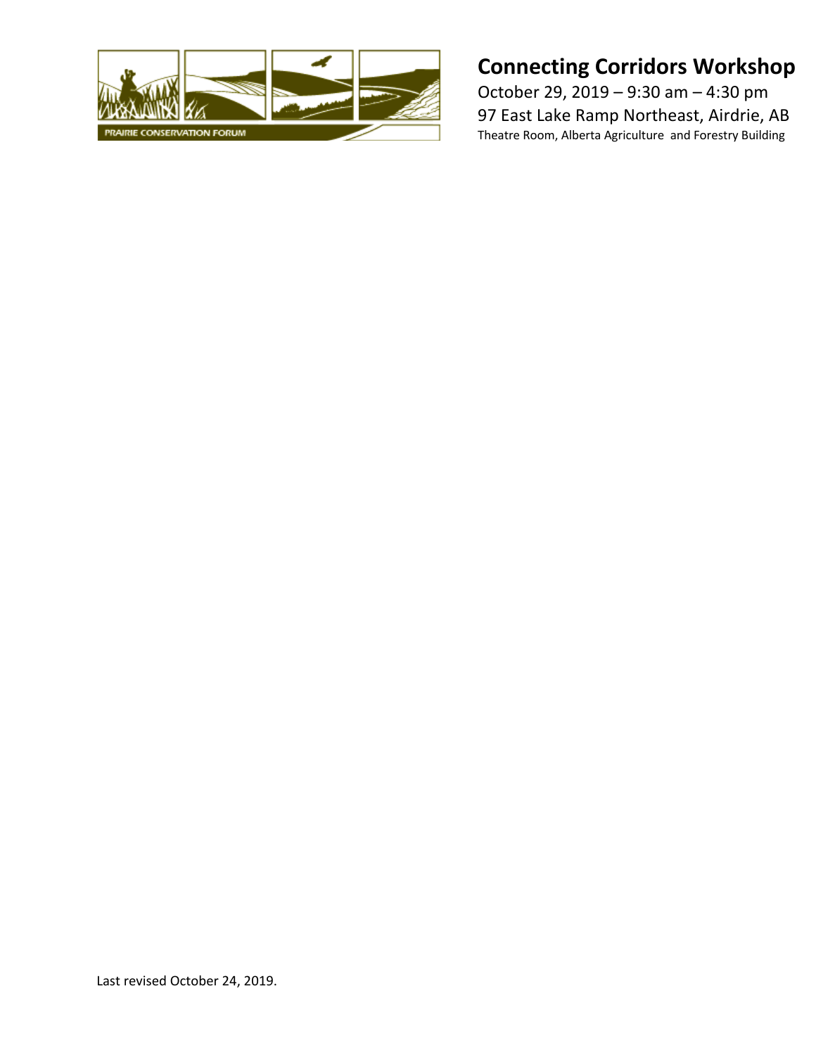# Connecting Corridors Workshop

October 29, 2019 – 9:30 am – 4:30 pm

97 East Lake Ramp Northeast, Airdrie, AB

Theatre Room, Alberta Agriculture and Forestry Building

PRAIRIE CONSERVATION FORUM

Last revised October 24, 2019.